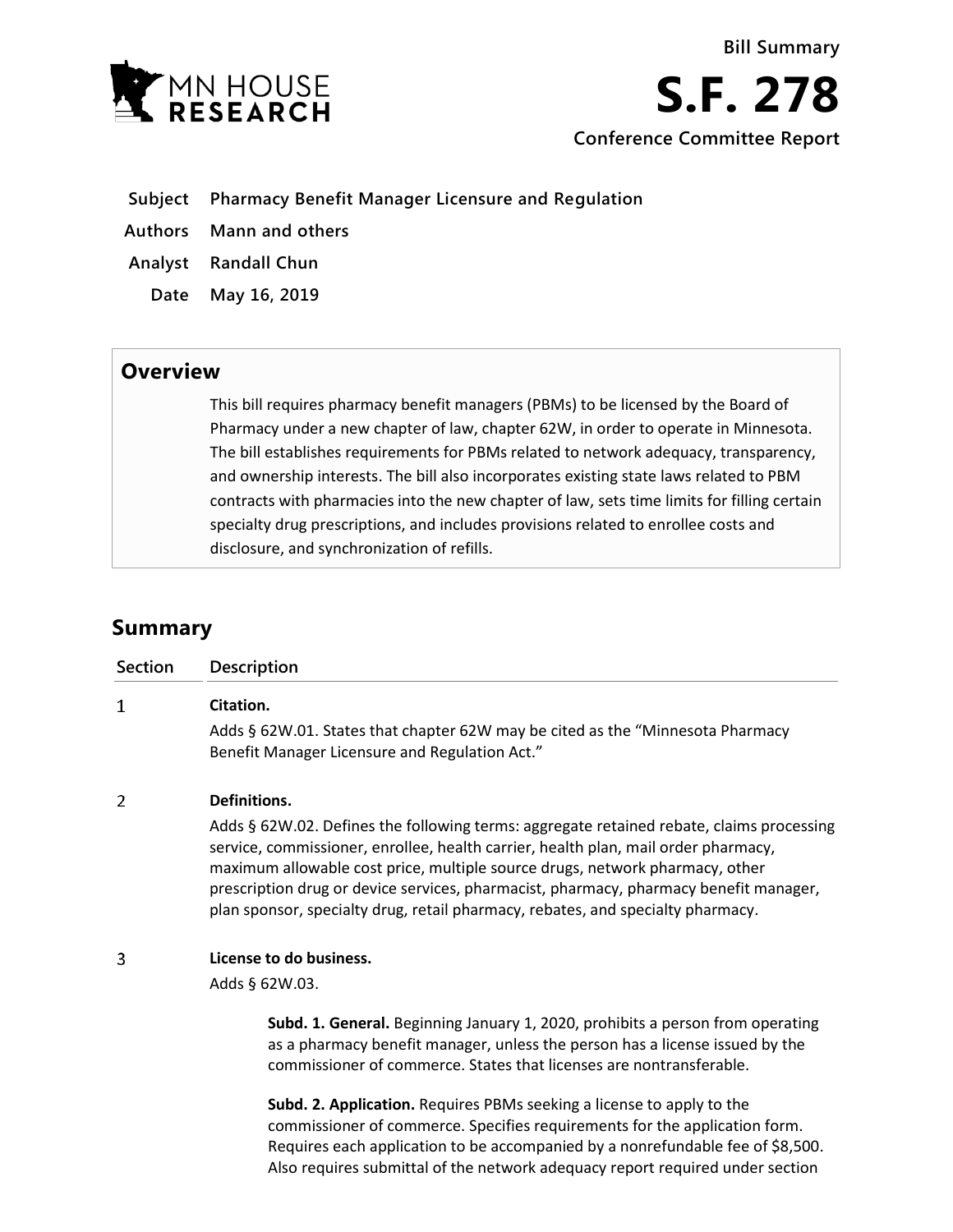Bill Summary

# S.F. 278

Conference Committee Report

**Subject** Pharmacy Benefit Manager Licensure and Regulation

**Authors** Mann and others

**Analyst** Randall Chun

**Date** May 16, 2019

## Overview

This bill requires pharmacy benefit managers (PBMs) to be licensed by the Board of Pharmacy under a new chapter of law, chapter 62W, in order to operate in Minnesota. The bill establishes requirements for PBMs related to network adequacy, transparency, and ownership interests. The bill also incorporates existing state laws related to PBM contracts with pharmacies into the new chapter of law, sets time limits for filling certain specialty drug prescriptions, and includes provisions related to enrollee costs and disclosure, and synchronization of refills.

## Summary

| Section | Description |
|---|---|
| 1 | **Citation.**<br>Adds § 62W.01. States that chapter 62W may be cited as the "Minnesota Pharmacy Benefit Manager Licensure and Regulation Act." |
| 2 | **Definitions.**<br>Adds § 62W.02. Defines the following terms: aggregate retained rebate, claims processing service, commissioner, enrollee, health carrier, health plan, mail order pharmacy, maximum allowable cost price, multiple source drugs, network pharmacy, other prescription drug or device services, pharmacist, pharmacy, pharmacy benefit manager, plan sponsor, specialty drug, retail pharmacy, rebates, and specialty pharmacy. |
| 3 | **License to do business.**<br>Adds § 62W.03.<br><br>**Subd. 1. General.** Beginning January 1, 2020, prohibits a person from operating as a pharmacy benefit manager, unless the person has a license issued by the commissioner of commerce. States that licenses are nontransferable.<br><br>**Subd. 2. Application.** Requires PBMs seeking a license to apply to the commissioner of commerce. Specifies requirements for the application form. Requires each application to be accompanied by a nonrefundable fee of $8,500. Also requires submittal of the network adequacy report required under section |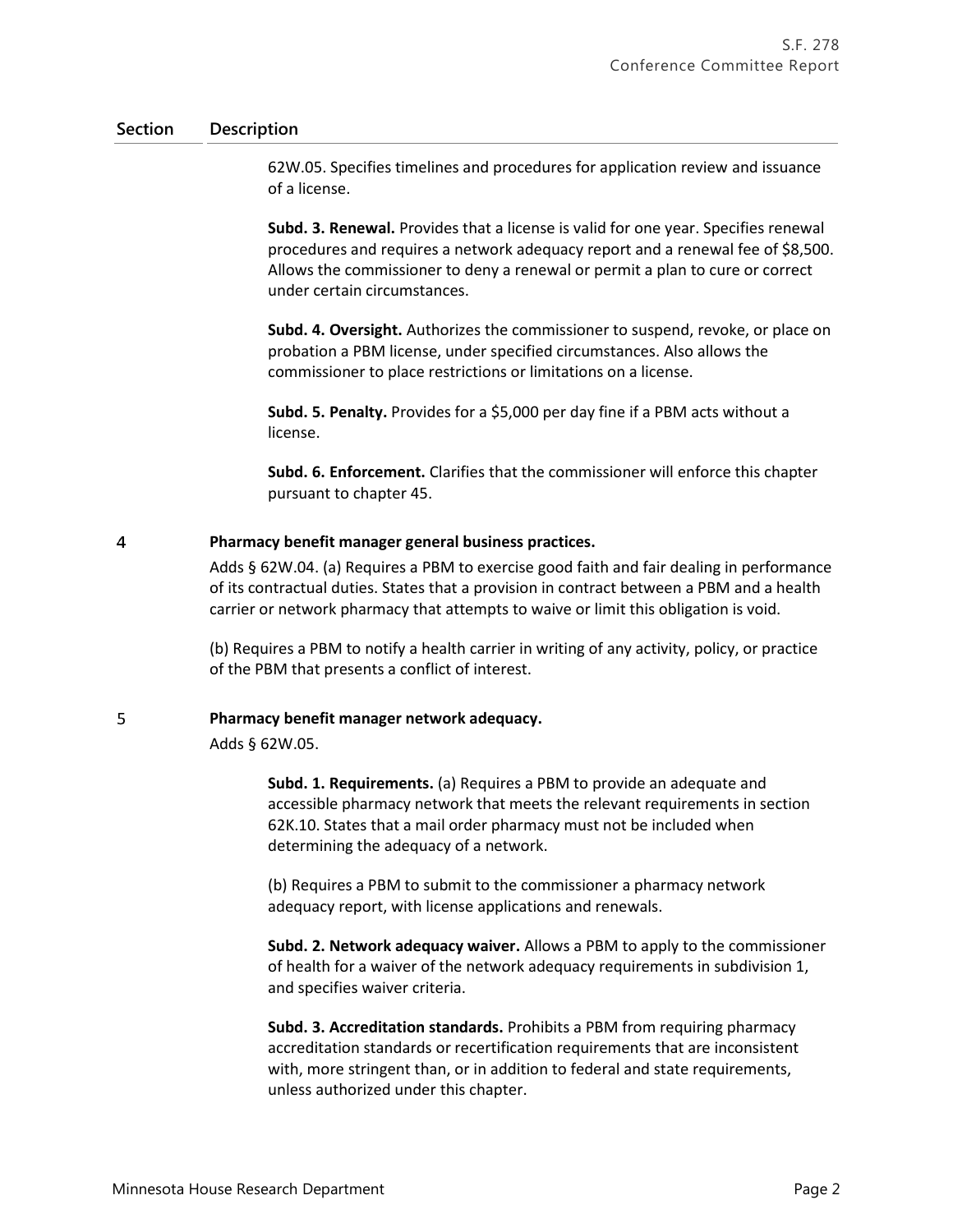| Section | Description |
|---|---|
| | 62W.05. Specifies timelines and procedures for application review and issuance of a license.<br><br>**Subd. 3. Renewal.** Provides that a license is valid for one year. Specifies renewal procedures and requires a network adequacy report and a renewal fee of $8,500. Allows the commissioner to deny a renewal or permit a plan to cure or correct under certain circumstances.<br><br>**Subd. 4. Oversight.** Authorizes the commissioner to suspend, revoke, or place on probation a PBM license, under specified circumstances. Also allows the commissioner to place restrictions or limitations on a license.<br><br>**Subd. 5. Penalty.** Provides for a $5,000 per day fine if a PBM acts without a license.<br><br>**Subd. 6. Enforcement.** Clarifies that the commissioner will enforce this chapter pursuant to chapter 45. |
| 4 | **Pharmacy benefit manager general business practices.**<br>Adds § 62W.04. (a) Requires a PBM to exercise good faith and fair dealing in performance of its contractual duties. States that a provision in contract between a PBM and a health carrier or network pharmacy that attempts to waive or limit this obligation is void.<br><br>(b) Requires a PBM to notify a health carrier in writing of any activity, policy, or practice of the PBM that presents a conflict of interest. |
| 5 | **Pharmacy benefit manager network adequacy.**<br>Adds § 62W.05.<br><br>**Subd. 1. Requirements.** (a) Requires a PBM to provide an adequate and accessible pharmacy network that meets the relevant requirements in section 62K.10. States that a mail order pharmacy must not be included when determining the adequacy of a network.<br><br>(b) Requires a PBM to submit to the commissioner a pharmacy network adequacy report, with license applications and renewals.<br><br>**Subd. 2. Network adequacy waiver.** Allows a PBM to apply to the commissioner of health for a waiver of the network adequacy requirements in subdivision 1, and specifies waiver criteria.<br><br>**Subd. 3. Accreditation standards.** Prohibits a PBM from requiring pharmacy accreditation standards or recertification requirements that are inconsistent with, more stringent than, or in addition to federal and state requirements, unless authorized under this chapter. |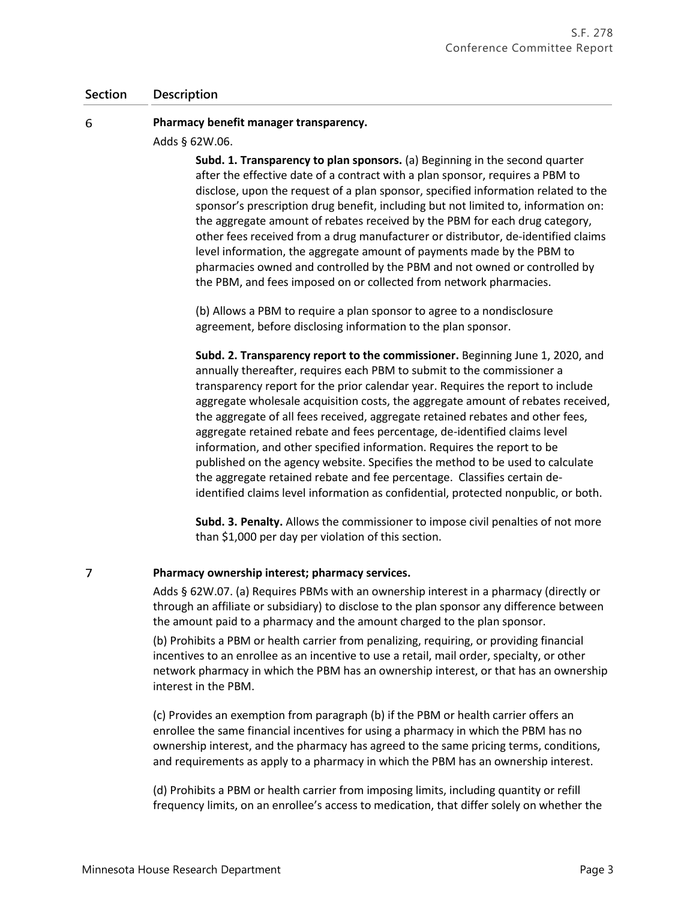| Section | Description |
|---|---|
| 6 | **Pharmacy benefit manager transparency.**<br>Adds § 62W.06.<br>**Subd. 1. Transparency to plan sponsors.** (a) Beginning in the second quarter after the effective date of a contract with a plan sponsor, requires a PBM to disclose, upon the request of a plan sponsor, specified information related to the sponsor's prescription drug benefit, including but not limited to, information on: the aggregate amount of rebates received by the PBM for each drug category, other fees received from a drug manufacturer or distributor, de-identified claims level information, the aggregate amount of payments made by the PBM to pharmacies owned and controlled by the PBM and not owned or controlled by the PBM, and fees imposed on or collected from network pharmacies.<br>(b) Allows a PBM to require a plan sponsor to agree to a nondisclosure agreement, before disclosing information to the plan sponsor.<br>**Subd. 2. Transparency report to the commissioner.** Beginning June 1, 2020, and annually thereafter, requires each PBM to submit to the commissioner a transparency report for the prior calendar year. Requires the report to include aggregate wholesale acquisition costs, the aggregate amount of rebates received, the aggregate of all fees received, aggregate retained rebates and other fees, aggregate retained rebate and fees percentage, de-identified claims level information, and other specified information. Requires the report to be published on the agency website. Specifies the method to be used to calculate the aggregate retained rebate and fee percentage. Classifies certain de-identified claims level information as confidential, protected nonpublic, or both.<br>**Subd. 3. Penalty.** Allows the commissioner to impose civil penalties of not more than $1,000 per day per violation of this section. |
| 7 | **Pharmacy ownership interest; pharmacy services.**<br>Adds § 62W.07. (a) Requires PBMs with an ownership interest in a pharmacy (directly or through an affiliate or subsidiary) to disclose to the plan sponsor any difference between the amount paid to a pharmacy and the amount charged to the plan sponsor.<br>(b) Prohibits a PBM or health carrier from penalizing, requiring, or providing financial incentives to an enrollee as an incentive to use a retail, mail order, specialty, or other network pharmacy in which the PBM has an ownership interest, or that has an ownership interest in the PBM.<br>(c) Provides an exemption from paragraph (b) if the PBM or health carrier offers an enrollee the same financial incentives for using a pharmacy in which the PBM has no ownership interest, and the pharmacy has agreed to the same pricing terms, conditions, and requirements as apply to a pharmacy in which the PBM has an ownership interest.<br>(d) Prohibits a PBM or health carrier from imposing limits, including quantity or refill frequency limits, on an enrollee's access to medication, that differ solely on whether the |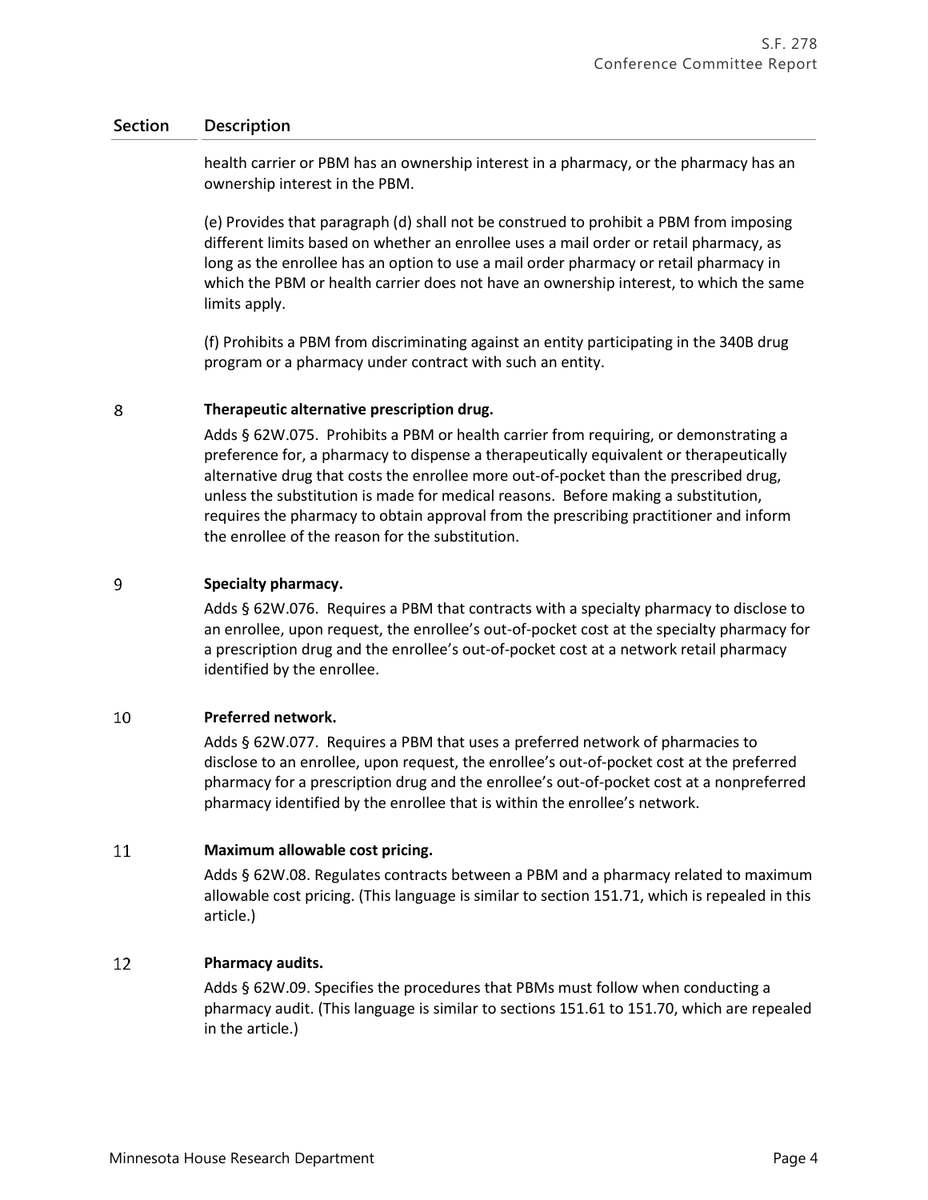| Section | Description |
|---|---|
| | health carrier or PBM has an ownership interest in a pharmacy, or the pharmacy has an ownership interest in the PBM.<br><br>(e) Provides that paragraph (d) shall not be construed to prohibit a PBM from imposing different limits based on whether an enrollee uses a mail order or retail pharmacy, as long as the enrollee has an option to use a mail order pharmacy or retail pharmacy in which the PBM or health carrier does not have an ownership interest, to which the same limits apply.<br><br>(f) Prohibits a PBM from discriminating against an entity participating in the 340B drug program or a pharmacy under contract with such an entity. |
| 8 | **Therapeutic alternative prescription drug.**<br><br>Adds § 62W.075. Prohibits a PBM or health carrier from requiring, or demonstrating a preference for, a pharmacy to dispense a therapeutically equivalent or therapeutically alternative drug that costs the enrollee more out-of-pocket than the prescribed drug, unless the substitution is made for medical reasons. Before making a substitution, requires the pharmacy to obtain approval from the prescribing practitioner and inform the enrollee of the reason for the substitution. |
| 9 | **Specialty pharmacy.**<br><br>Adds § 62W.076. Requires a PBM that contracts with a specialty pharmacy to disclose to an enrollee, upon request, the enrollee's out-of-pocket cost at the specialty pharmacy for a prescription drug and the enrollee's out-of-pocket cost at a network retail pharmacy identified by the enrollee. |
| 10 | **Preferred network.**<br><br>Adds § 62W.077. Requires a PBM that uses a preferred network of pharmacies to disclose to an enrollee, upon request, the enrollee's out-of-pocket cost at the preferred pharmacy for a prescription drug and the enrollee's out-of-pocket cost at a nonpreferred pharmacy identified by the enrollee that is within the enrollee's network. |
| 11 | **Maximum allowable cost pricing.**<br><br>Adds § 62W.08. Regulates contracts between a PBM and a pharmacy related to maximum allowable cost pricing. (This language is similar to section 151.71, which is repealed in this article.) |
| 12 | **Pharmacy audits.**<br><br>Adds § 62W.09. Specifies the procedures that PBMs must follow when conducting a pharmacy audit. (This language is similar to sections 151.61 to 151.70, which are repealed in the article.) |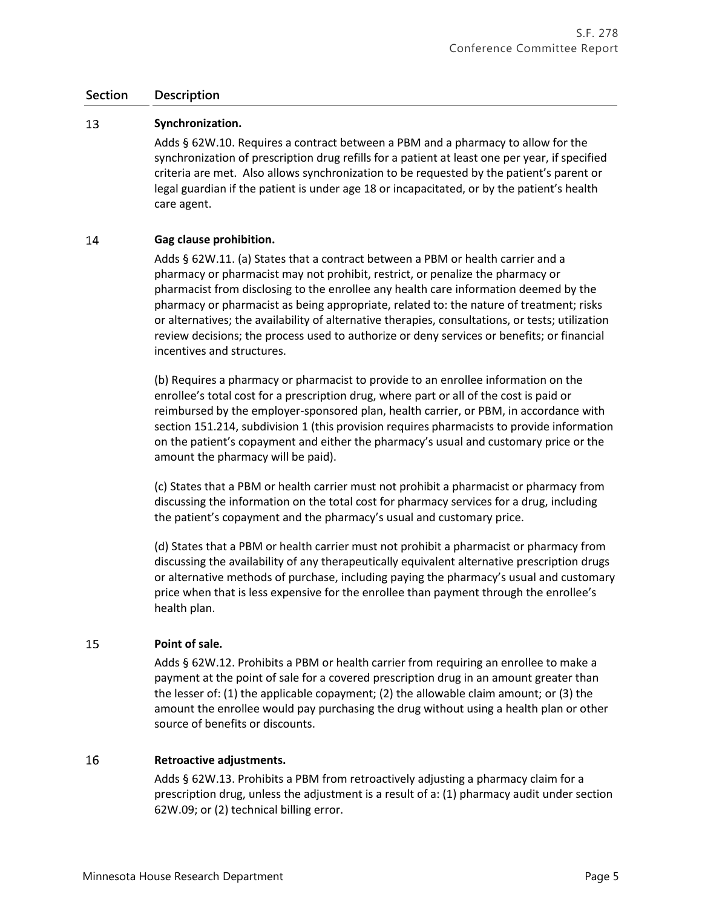| Section | Description |
|---|---|
| 13 | **Synchronization.**<br><br>Adds § 62W.10. Requires a contract between a PBM and a pharmacy to allow for the synchronization of prescription drug refills for a patient at least one per year, if specified criteria are met. Also allows synchronization to be requested by the patient's parent or legal guardian if the patient is under age 18 or incapacitated, or by the patient's health care agent. |
| 14 | **Gag clause prohibition.**<br><br>Adds § 62W.11. (a) States that a contract between a PBM or health carrier and a pharmacy or pharmacist may not prohibit, restrict, or penalize the pharmacy or pharmacist from disclosing to the enrollee any health care information deemed by the pharmacy or pharmacist as being appropriate, related to: the nature of treatment; risks or alternatives; the availability of alternative therapies, consultations, or tests; utilization review decisions; the process used to authorize or deny services or benefits; or financial incentives and structures.<br><br>(b) Requires a pharmacy or pharmacist to provide to an enrollee information on the enrollee's total cost for a prescription drug, where part or all of the cost is paid or reimbursed by the employer-sponsored plan, health carrier, or PBM, in accordance with section 151.214, subdivision 1 (this provision requires pharmacists to provide information on the patient's copayment and either the pharmacy's usual and customary price or the amount the pharmacy will be paid).<br><br>(c) States that a PBM or health carrier must not prohibit a pharmacist or pharmacy from discussing the information on the total cost for pharmacy services for a drug, including the patient's copayment and the pharmacy's usual and customary price.<br><br>(d) States that a PBM or health carrier must not prohibit a pharmacist or pharmacy from discussing the availability of any therapeutically equivalent alternative prescription drugs or alternative methods of purchase, including paying the pharmacy's usual and customary price when that is less expensive for the enrollee than payment through the enrollee's health plan. |
| 15 | **Point of sale.**<br><br>Adds § 62W.12. Prohibits a PBM or health carrier from requiring an enrollee to make a payment at the point of sale for a covered prescription drug in an amount greater than the lesser of: (1) the applicable copayment; (2) the allowable claim amount; or (3) the amount the enrollee would pay purchasing the drug without using a health plan or other source of benefits or discounts. |
| 16 | **Retroactive adjustments.**<br><br>Adds § 62W.13. Prohibits a PBM from retroactively adjusting a pharmacy claim for a prescription drug, unless the adjustment is a result of a: (1) pharmacy audit under section 62W.09; or (2) technical billing error. |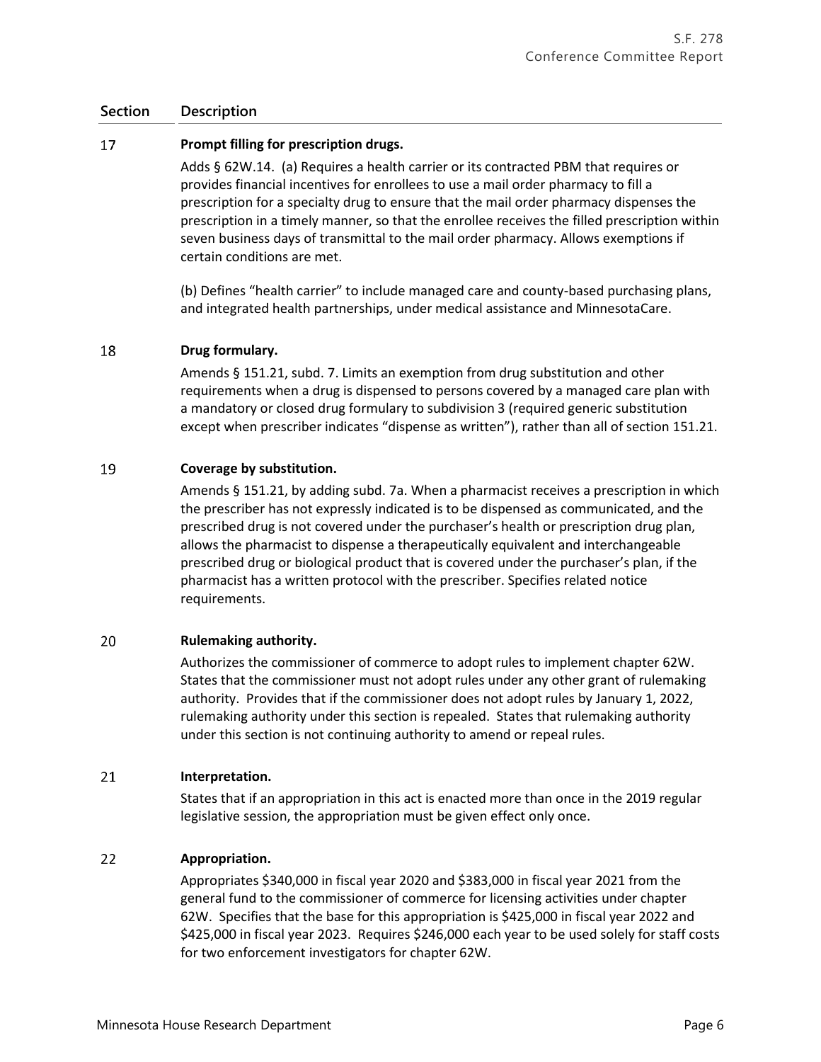| Section | Description |
|---|---|
| 17 | **Prompt filling for prescription drugs.**<br>Adds § 62W.14. (a) Requires a health carrier or its contracted PBM that requires or provides financial incentives for enrollees to use a mail order pharmacy to fill a prescription for a specialty drug to ensure that the mail order pharmacy dispenses the prescription in a timely manner, so that the enrollee receives the filled prescription within seven business days of transmittal to the mail order pharmacy. Allows exemptions if certain conditions are met.<br>(b) Defines "health carrier" to include managed care and county-based purchasing plans, and integrated health partnerships, under medical assistance and MinnesotaCare. |
| 18 | **Drug formulary.**<br>Amends § 151.21, subd. 7. Limits an exemption from drug substitution and other requirements when a drug is dispensed to persons covered by a managed care plan with a mandatory or closed drug formulary to subdivision 3 (required generic substitution except when prescriber indicates "dispense as written"), rather than all of section 151.21. |
| 19 | **Coverage by substitution.**<br>Amends § 151.21, by adding subd. 7a. When a pharmacist receives a prescription in which the prescriber has not expressly indicated is to be dispensed as communicated, and the prescribed drug is not covered under the purchaser's health or prescription drug plan, allows the pharmacist to dispense a therapeutically equivalent and interchangeable prescribed drug or biological product that is covered under the purchaser's plan, if the pharmacist has a written protocol with the prescriber. Specifies related notice requirements. |
| 20 | **Rulemaking authority.**<br>Authorizes the commissioner of commerce to adopt rules to implement chapter 62W. States that the commissioner must not adopt rules under any other grant of rulemaking authority. Provides that if the commissioner does not adopt rules by January 1, 2022, rulemaking authority under this section is repealed. States that rulemaking authority under this section is not continuing authority to amend or repeal rules. |
| 21 | **Interpretation.**<br>States that if an appropriation in this act is enacted more than once in the 2019 regular legislative session, the appropriation must be given effect only once. |
| 22 | **Appropriation.**<br>Appropriates $340,000 in fiscal year 2020 and $383,000 in fiscal year 2021 from the general fund to the commissioner of commerce for licensing activities under chapter 62W. Specifies that the base for this appropriation is $425,000 in fiscal year 2022 and $425,000 in fiscal year 2023. Requires $246,000 each year to be used solely for staff costs for two enforcement investigators for chapter 62W. |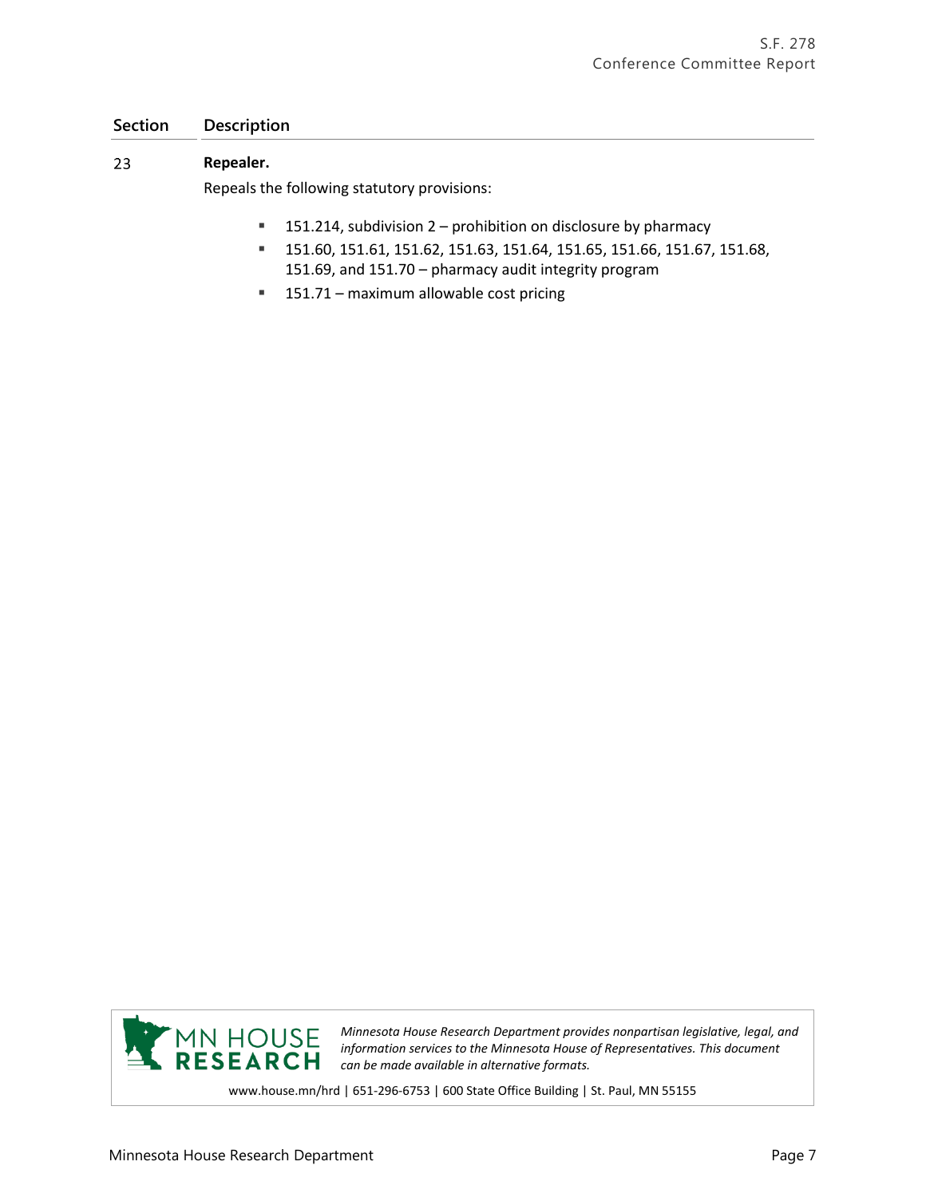| Section | Description |
|---|---|
| 23 | **Repealer.**<br>Repeals the following statutory provisions:<br>▪ 151.214, subdivision 2 – prohibition on disclosure by pharmacy<br>▪ 151.60, 151.61, 151.62, 151.63, 151.64, 151.65, 151.66, 151.67, 151.68, 151.69, and 151.70 – pharmacy audit integrity program<br>▪ 151.71 – maximum allowable cost pricing |

MN HOUSE RESEARCH

*Minnesota House Research Department provides nonpartisan legislative, legal, and information services to the Minnesota House of Representatives. This document can be made available in alternative formats.*

www.house.mn/hrd | 651-296-6753 | 600 State Office Building | St. Paul, MN 55155